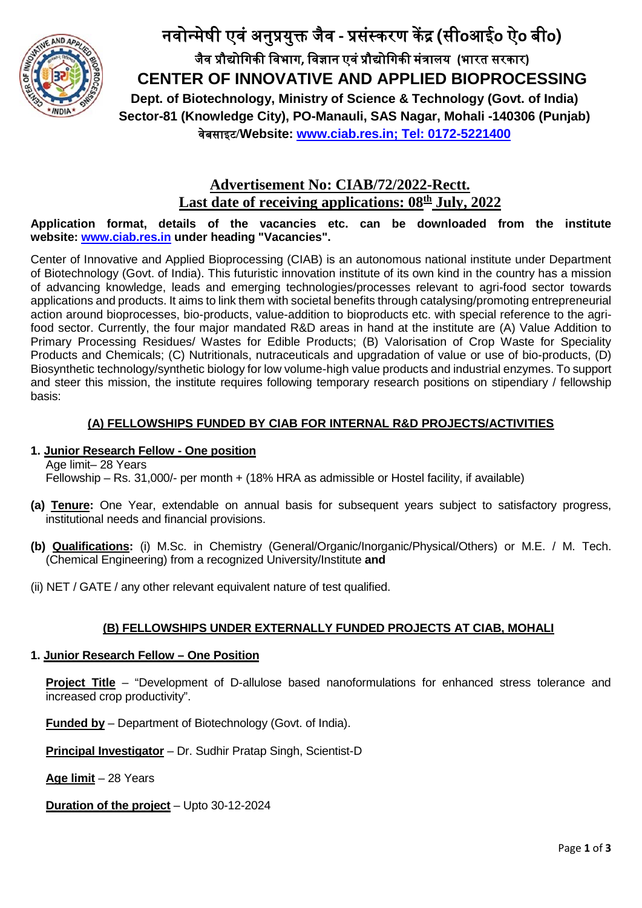# नवोन्मेषी एवं अनुप्रयुक्त जैव - प्रसंस्करण केंद्र (सी०आई० ऐ० बी०)

### जैव प्रौद्योगिकी विभाग, विज्ञान एवं प्रौद्योगिकी मंत्रालय (भारत सरकार)

# CENTER OF INNOVATIVE AND APPLIED BIOPROCESSING

**Dept. of Biotechnology, Ministry of Science & Technology (Govt. of India)**
**Sector-81 (Knowledge City), PO-Manauli, SAS Nagar, Mohali -140306 (Punjab)**
**वेबसाइट/Website: www.ciab.res.in; Tel: 0172-5221400**

## Advertisement No: CIAB/72/2022-Rectt.
## Last date of receiving applications: 08th July, 2022

**Application format, details of the vacancies etc. can be downloaded from the institute website: www.ciab.res.in under heading "Vacancies".**

Center of Innovative and Applied Bioprocessing (CIAB) is an autonomous national institute under Department of Biotechnology (Govt. of India). This futuristic innovation institute of its own kind in the country has a mission of advancing knowledge, leads and emerging technologies/processes relevant to agri-food sector towards applications and products. It aims to link them with societal benefits through catalysing/promoting entrepreneurial action around bioprocesses, bio-products, value-addition to bioproducts etc. with special reference to the agri-food sector. Currently, the four major mandated R&D areas in hand at the institute are (A) Value Addition to Primary Processing Residues/ Wastes for Edible Products; (B) Valorisation of Crop Waste for Speciality Products and Chemicals; (C) Nutritionals, nutraceuticals and upgradation of value or use of bio-products, (D) Biosynthetic technology/synthetic biology for low volume-high value products and industrial enzymes. To support and steer this mission, the institute requires following temporary research positions on stipendiary / fellowship basis:

### (A) FELLOWSHIPS FUNDED BY CIAB FOR INTERNAL R&D PROJECTS/ACTIVITIES

**1. Junior Research Fellow - One position**

Age limit– 28 Years
Fellowship – Rs. 31,000/- per month + (18% HRA as admissible or Hostel facility, if available)

**(a) Tenure:** One Year, extendable on annual basis for subsequent years subject to satisfactory progress, institutional needs and financial provisions.

**(b) Qualifications:** (i) M.Sc. in Chemistry (General/Organic/Inorganic/Physical/Others) or M.E. / M. Tech. (Chemical Engineering) from a recognized University/Institute **and**

(ii) NET / GATE / any other relevant equivalent nature of test qualified.

### (B) FELLOWSHIPS UNDER EXTERNALLY FUNDED PROJECTS AT CIAB, MOHALI

**1. Junior Research Fellow – One Position**

**Project Title** – "Development of D-allulose based nanoformulations for enhanced stress tolerance and increased crop productivity".

**Funded by** – Department of Biotechnology (Govt. of India).

**Principal Investigator** – Dr. Sudhir Pratap Singh, Scientist-D

**Age limit** – 28 Years

**Duration of the project** – Upto 30-12-2024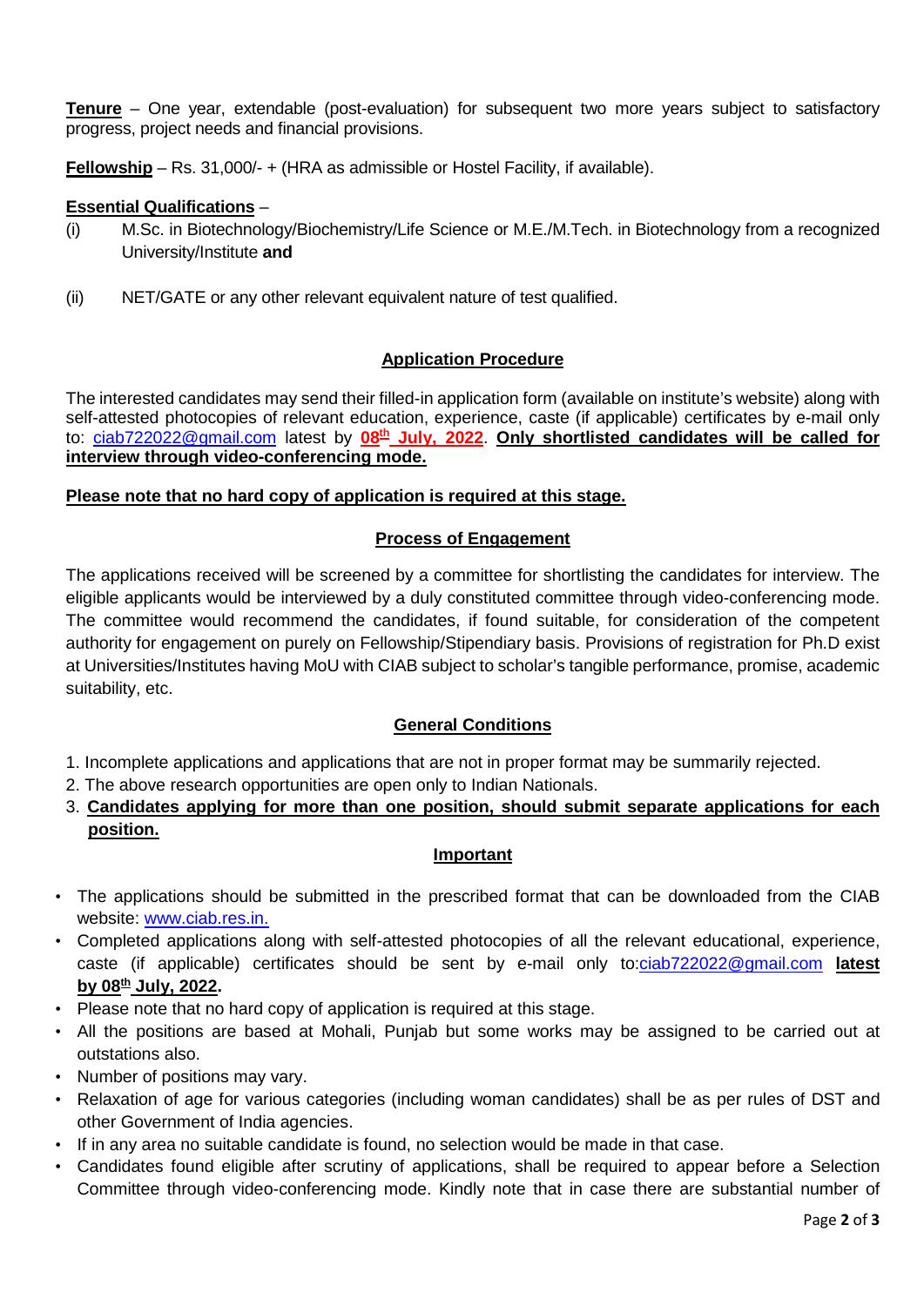**Tenure** – One year, extendable (post-evaluation) for subsequent two more years subject to satisfactory progress, project needs and financial provisions.

**Fellowship** – Rs. 31,000/- + (HRA as admissible or Hostel Facility, if available).

**Essential Qualifications** –

(i) M.Sc. in Biotechnology/Biochemistry/Life Science or M.E./M.Tech. in Biotechnology from a recognized University/Institute **and**

(ii) NET/GATE or any other relevant equivalent nature of test qualified.

## Application Procedure

The interested candidates may send their filled-in application form (available on institute's website) along with self-attested photocopies of relevant education, experience, caste (if applicable) certificates by e-mail only to: ciab722022@gmail.com latest by **08th July, 2022**. **Only shortlisted candidates will be called for interview through video-conferencing mode.**

**Please note that no hard copy of application is required at this stage.**

## Process of Engagement

The applications received will be screened by a committee for shortlisting the candidates for interview. The eligible applicants would be interviewed by a duly constituted committee through video-conferencing mode. The committee would recommend the candidates, if found suitable, for consideration of the competent authority for engagement on purely on Fellowship/Stipendiary basis. Provisions of registration for Ph.D exist at Universities/Institutes having MoU with CIAB subject to scholar's tangible performance, promise, academic suitability, etc.

## General Conditions

1. Incomplete applications and applications that are not in proper format may be summarily rejected.
2. The above research opportunities are open only to Indian Nationals.
3. **Candidates applying for more than one position, should submit separate applications for each position.**

## Important

- The applications should be submitted in the prescribed format that can be downloaded from the CIAB website: www.ciab.res.in.
- Completed applications along with self-attested photocopies of all the relevant educational, experience, caste (if applicable) certificates should be sent by e-mail only to:ciab722022@gmail.com **latest by 08th July, 2022.**
- Please note that no hard copy of application is required at this stage.
- All the positions are based at Mohali, Punjab but some works may be assigned to be carried out at outstations also.
- Number of positions may vary.
- Relaxation of age for various categories (including woman candidates) shall be as per rules of DST and other Government of India agencies.
- If in any area no suitable candidate is found, no selection would be made in that case.
- Candidates found eligible after scrutiny of applications, shall be required to appear before a Selection Committee through video-conferencing mode. Kindly note that in case there are substantial number of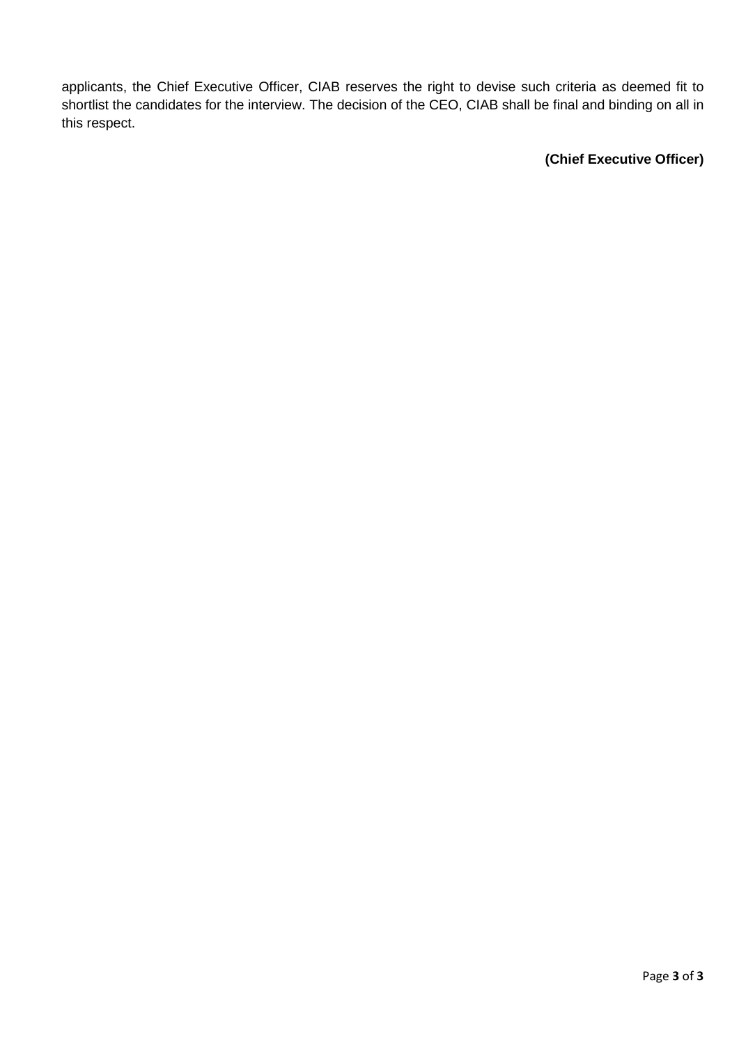applicants, the Chief Executive Officer, CIAB reserves the right to devise such criteria as deemed fit to shortlist the candidates for the interview. The decision of the CEO, CIAB shall be final and binding on all in this respect.

**(Chief Executive Officer)**